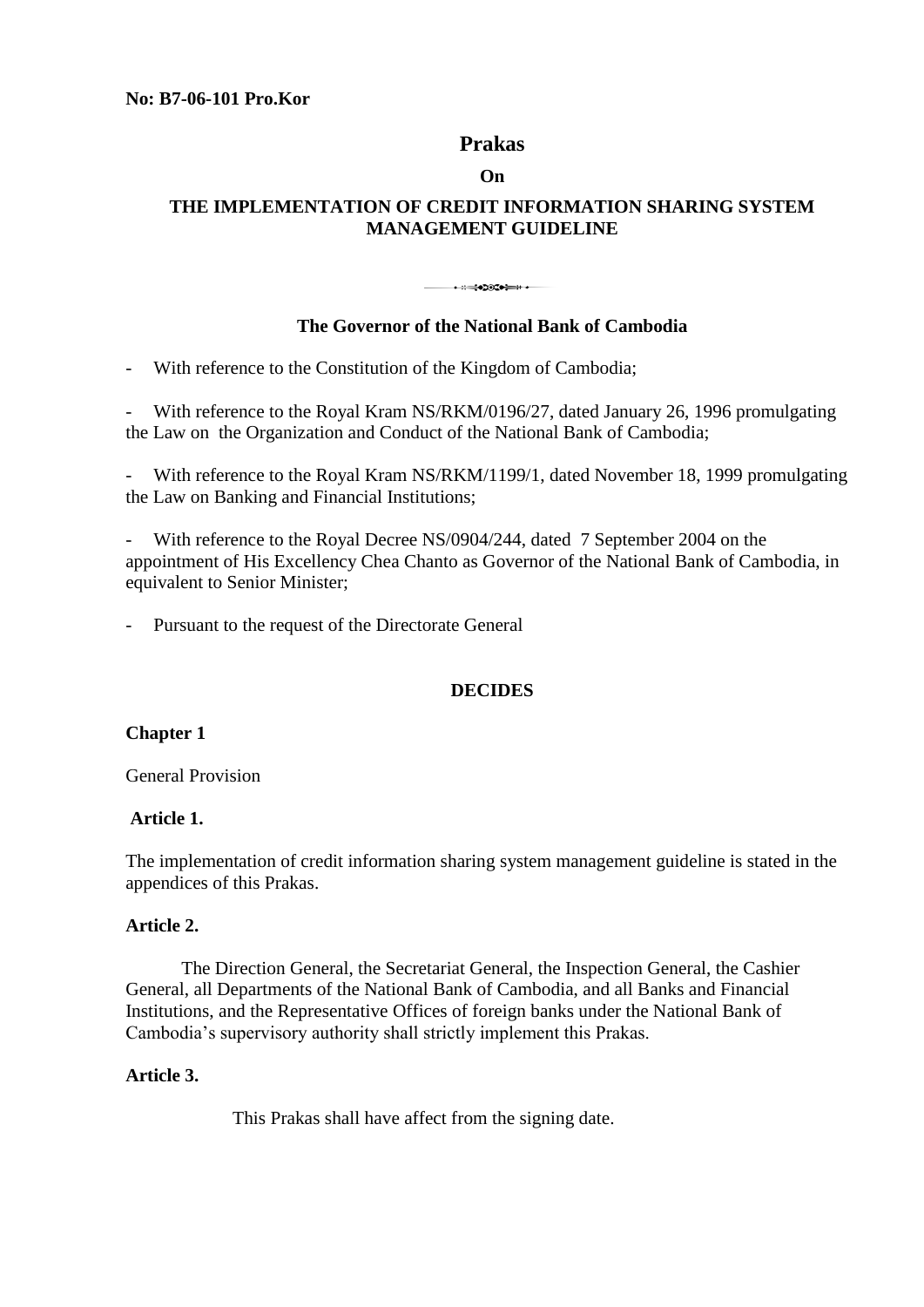**No: B7-06-101 Pro.Kor**

# Prakas

**On**

## THE IMPLEMENTATION OF CREDIT INFORMATION SHARING SYSTEM MANAGEMENT GUIDELINE

### The Governor of the National Bank of Cambodia

- With reference to the Constitution of the Kingdom of Cambodia;

- With reference to the Royal Kram NS/RKM/0196/27, dated January 26, 1996 promulgating the Law on the Organization and Conduct of the National Bank of Cambodia;

- With reference to the Royal Kram NS/RKM/1199/1, dated November 18, 1999 promulgating the Law on Banking and Financial Institutions;

- With reference to the Royal Decree NS/0904/244, dated 7 September 2004 on the appointment of His Excellency Chea Chanto as Governor of the National Bank of Cambodia, in equivalent to Senior Minister;

- Pursuant to the request of the Directorate General

**DECIDES**

**Chapter 1**

General Provision

**Article 1.**

The implementation of credit information sharing system management guideline is stated in the appendices of this Prakas.

**Article 2.**

The Direction General, the Secretariat General, the Inspection General, the Cashier General, all Departments of the National Bank of Cambodia, and all Banks and Financial Institutions, and the Representative Offices of foreign banks under the National Bank of Cambodia's supervisory authority shall strictly implement this Prakas.

**Article 3.**

This Prakas shall have affect from the signing date.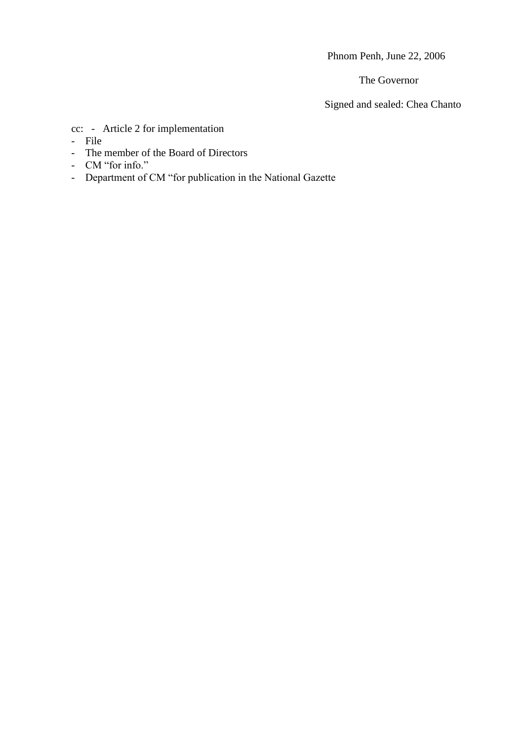Phnom Penh, June 22, 2006

The Governor

Signed and sealed: Chea Chanto

cc: - Article 2 for implementation
- File
- The member of the Board of Directors
- CM “for info.”
- Department of CM “for publication in the National Gazette